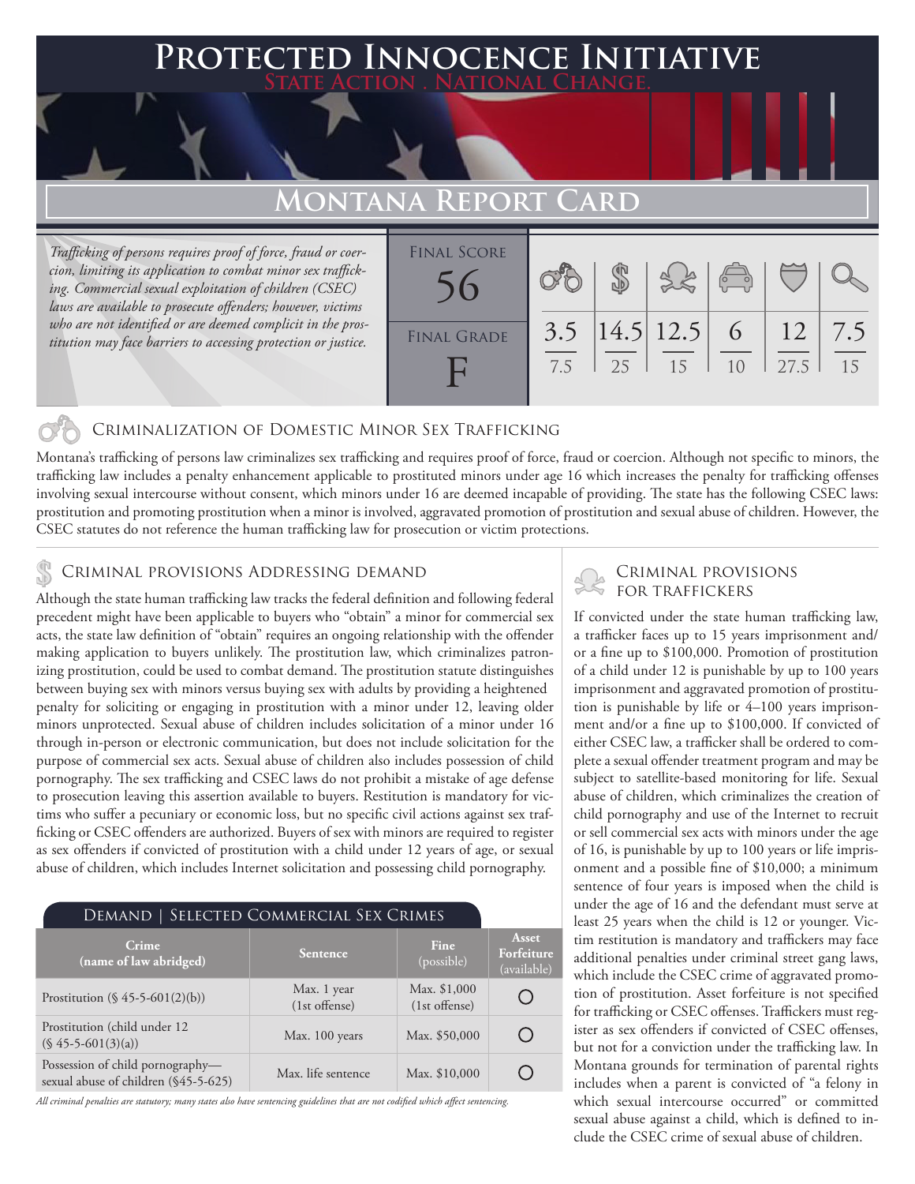# Protected Innocence Initiative

**State Action . National Change.**

## Montana Report Card

*Trafficking of persons requires proof of force, fraud or coercion, limiting its application to combat minor sex trafficking. Commercial sexual exploitation of children (CSEC) laws are available to prosecute offenders; however, victims who are not identified or are deemed complicit in the prostitution may face barriers to accessing protection or justice.*

| Final Score | Final Grade |
|---|---|
| 56 | F |

| Criminalization | Demand | Traffickers | Facilitators | Protective Provisions | Investigation |
|---|---|---|---|---|---|
| 3.5 / 7.5 | 14.5 / 25 | 12.5 / 15 | 6 / 10 | 12 / 27.5 | 7.5 / 15 |

### Criminalization of Domestic Minor Sex Trafficking

Montana's trafficking of persons law criminalizes sex trafficking and requires proof of force, fraud or coercion. Although not specific to minors, the trafficking law includes a penalty enhancement applicable to prostituted minors under age 16 which increases the penalty for trafficking offenses involving sexual intercourse without consent, which minors under 16 are deemed incapable of providing. The state has the following CSEC laws: prostitution and promoting prostitution when a minor is involved, aggravated promotion of prostitution and sexual abuse of children. However, the CSEC statutes do not reference the human trafficking law for prosecution or victim protections.

### Criminal provisions Addressing demand

Although the state human trafficking law tracks the federal definition and following federal precedent might have been applicable to buyers who "obtain" a minor for commercial sex acts, the state law definition of "obtain" requires an ongoing relationship with the offender making application to buyers unlikely. The prostitution law, which criminalizes patronizing prostitution, could be used to combat demand. The prostitution statute distinguishes between buying sex with minors versus buying sex with adults by providing a heightened penalty for soliciting or engaging in prostitution with a minor under 12, leaving older minors unprotected. Sexual abuse of children includes solicitation of a minor under 16 through in-person or electronic communication, but does not include solicitation for the purpose of commercial sex acts. Sexual abuse of children also includes possession of child pornography. The sex trafficking and CSEC laws do not prohibit a mistake of age defense to prosecution leaving this assertion available to buyers. Restitution is mandatory for victims who suffer a pecuniary or economic loss, but no specific civil actions against sex trafficking or CSEC offenders are authorized. Buyers of sex with minors are required to register as sex offenders if convicted of prostitution with a child under 12 years of age, or sexual abuse of children, which includes Internet solicitation and possessing child pornography.

#### Demand | Selected Commercial Sex Crimes

| Crime (name of law abridged) | Sentence | Fine (possible) | Asset Forfeiture (available) |
|---|---|---|---|
| Prostitution (§ 45-5-601(2)(b)) | Max. 1 year (1st offense) | Max. $1,000 (1st offense) | ○ |
| Prostitution (child under 12 (§ 45-5-601(3)(a)) | Max. 100 years | Max. $50,000 | ○ |
| Possession of child pornography—sexual abuse of children (§45-5-625) | Max. life sentence | Max. $10,000 | ○ |

*All criminal penalties are statutory; many states also have sentencing guidelines that are not codified which affect sentencing.*

### Criminal provisions for traffickers

If convicted under the state human trafficking law, a trafficker faces up to 15 years imprisonment and/or a fine up to $100,000. Promotion of prostitution of a child under 12 is punishable by up to 100 years imprisonment and aggravated promotion of prostitution is punishable by life or 4–100 years imprisonment and/or a fine up to $100,000. If convicted of either CSEC law, a trafficker shall be ordered to complete a sexual offender treatment program and may be subject to satellite-based monitoring for life. Sexual abuse of children, which criminalizes the creation of child pornography and use of the Internet to recruit or sell commercial sex acts with minors under the age of 16, is punishable by up to 100 years or life imprisonment and a possible fine of $10,000; a minimum sentence of four years is imposed when the child is under the age of 16 and the defendant must serve at least 25 years when the child is 12 or younger. Victim restitution is mandatory and traffickers may face additional penalties under criminal street gang laws, which include the CSEC crime of aggravated promotion of prostitution. Asset forfeiture is not specified for trafficking or CSEC offenses. Traffickers must register as sex offenders if convicted of CSEC offenses, but not for a conviction under the trafficking law. In Montana grounds for termination of parental rights includes when a parent is convicted of "a felony in which sexual intercourse occurred" or committed sexual abuse against a child, which is defined to include the CSEC crime of sexual abuse of children.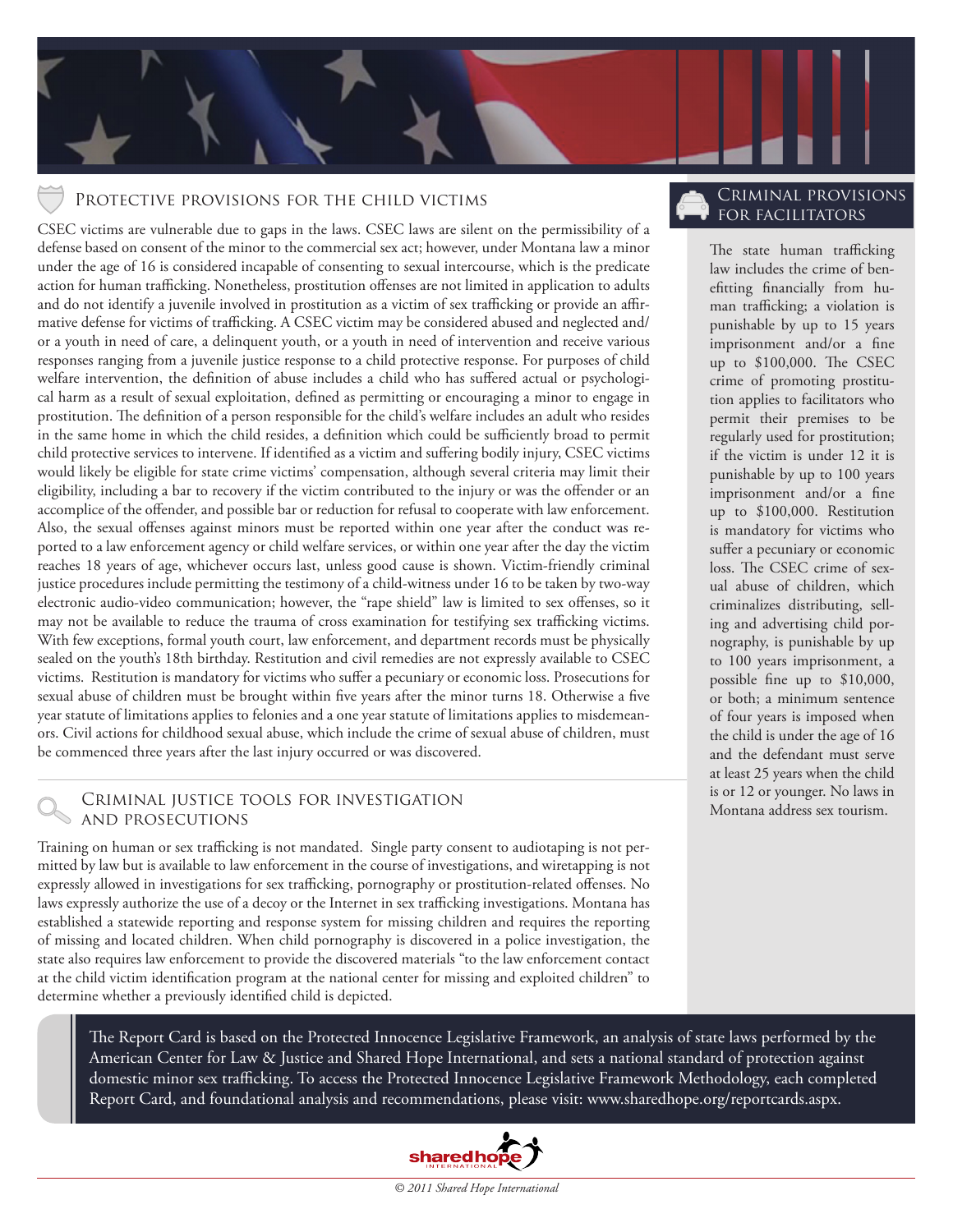## Protective provisions for the child victims

CSEC victims are vulnerable due to gaps in the laws. CSEC laws are silent on the permissibility of a defense based on consent of the minor to the commercial sex act; however, under Montana law a minor under the age of 16 is considered incapable of consenting to sexual intercourse, which is the predicate action for human trafficking. Nonetheless, prostitution offenses are not limited in application to adults and do not identify a juvenile involved in prostitution as a victim of sex trafficking or provide an affirmative defense for victims of trafficking. A CSEC victim may be considered abused and neglected and/or a youth in need of care, a delinquent youth, or a youth in need of intervention and receive various responses ranging from a juvenile justice response to a child protective response. For purposes of child welfare intervention, the definition of abuse includes a child who has suffered actual or psychological harm as a result of sexual exploitation, defined as permitting or encouraging a minor to engage in prostitution. The definition of a person responsible for the child's welfare includes an adult who resides in the same home in which the child resides, a definition which could be sufficiently broad to permit child protective services to intervene. If identified as a victim and suffering bodily injury, CSEC victims would likely be eligible for state crime victims' compensation, although several criteria may limit their eligibility, including a bar to recovery if the victim contributed to the injury or was the offender or an accomplice of the offender, and possible bar or reduction for refusal to cooperate with law enforcement. Also, the sexual offenses against minors must be reported within one year after the conduct was reported to a law enforcement agency or child welfare services, or within one year after the day the victim reaches 18 years of age, whichever occurs last, unless good cause is shown. Victim-friendly criminal justice procedures include permitting the testimony of a child-witness under 16 to be taken by two-way electronic audio-video communication; however, the "rape shield" law is limited to sex offenses, so it may not be available to reduce the trauma of cross examination for testifying sex trafficking victims. With few exceptions, formal youth court, law enforcement, and department records must be physically sealed on the youth's 18th birthday. Restitution and civil remedies are not expressly available to CSEC victims. Restitution is mandatory for victims who suffer a pecuniary or economic loss. Prosecutions for sexual abuse of children must be brought within five years after the minor turns 18. Otherwise a five year statute of limitations applies to felonies and a one year statute of limitations applies to misdemeanors. Civil actions for childhood sexual abuse, which include the crime of sexual abuse of children, must be commenced three years after the last injury occurred or was discovered.

## Criminal justice tools for investigation and prosecutions

Training on human or sex trafficking is not mandated. Single party consent to audiotaping is not permitted by law but is available to law enforcement in the course of investigations, and wiretapping is not expressly allowed in investigations for sex trafficking, pornography or prostitution-related offenses. No laws expressly authorize the use of a decoy or the Internet in sex trafficking investigations. Montana has established a statewide reporting and response system for missing children and requires the reporting of missing and located children. When child pornography is discovered in a police investigation, the state also requires law enforcement to provide the discovered materials "to the law enforcement contact at the child victim identification program at the national center for missing and exploited children" to determine whether a previously identified child is depicted.

## Criminal provisions for facilitators

The state human trafficking law includes the crime of benefitting financially from human trafficking; a violation is punishable by up to 15 years imprisonment and/or a fine up to $100,000. The CSEC crime of promoting prostitution applies to facilitators who permit their premises to be regularly used for prostitution; if the victim is under 12 it is punishable by up to 100 years imprisonment and/or a fine up to $100,000. Restitution is mandatory for victims who suffer a pecuniary or economic loss. The CSEC crime of sexual abuse of children, which criminalizes distributing, selling and advertising child pornography, is punishable by up to 100 years imprisonment, a possible fine up to $10,000, or both; a minimum sentence of four years is imposed when the child is under the age of 16 and the defendant must serve at least 25 years when the child is or 12 or younger. No laws in Montana address sex tourism.

The Report Card is based on the Protected Innocence Legislative Framework, an analysis of state laws performed by the American Center for Law & Justice and Shared Hope International, and sets a national standard of protection against domestic minor sex trafficking. To access the Protected Innocence Legislative Framework Methodology, each completed Report Card, and foundational analysis and recommendations, please visit: www.sharedhope.org/reportcards.aspx.

*© 2011 Shared Hope International*